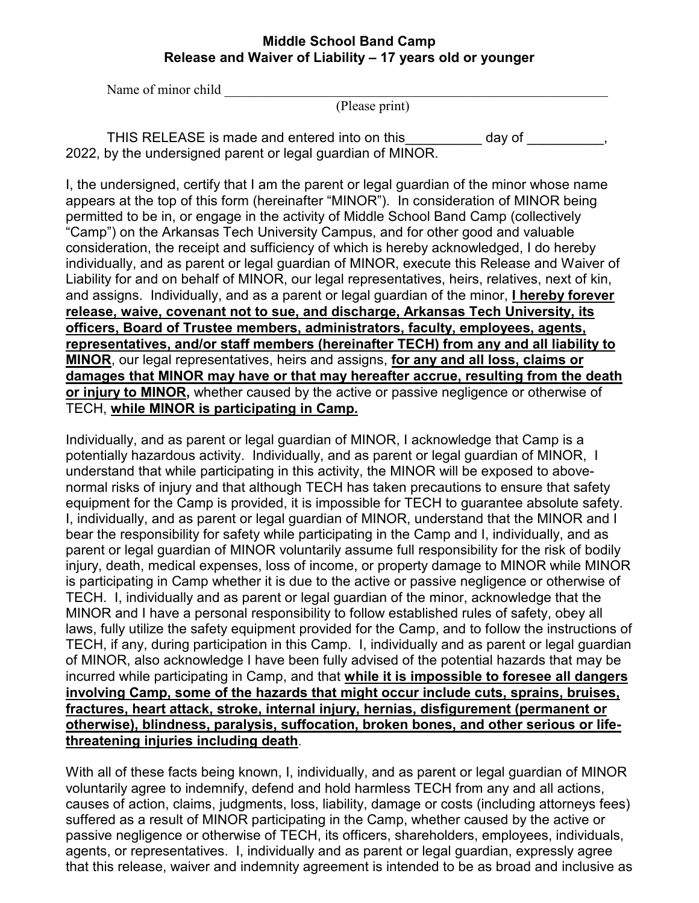**Middle School Band Camp**
**Release and Waiver of Liability – 17 years old or younger**

Name of minor child ____________________________________________________________
(Please print)

THIS RELEASE is made and entered into on this__________ day of __________, 2022, by the undersigned parent or legal guardian of MINOR.

I, the undersigned, certify that I am the parent or legal guardian of the minor whose name appears at the top of this form (hereinafter "MINOR"). In consideration of MINOR being permitted to be in, or engage in the activity of Middle School Band Camp (collectively "Camp") on the Arkansas Tech University Campus, and for other good and valuable consideration, the receipt and sufficiency of which is hereby acknowledged, I do hereby individually, and as parent or legal guardian of MINOR, execute this Release and Waiver of Liability for and on behalf of MINOR, our legal representatives, heirs, relatives, next of kin, and assigns. Individually, and as a parent or legal guardian of the minor, **I hereby forever release, waive, covenant not to sue, and discharge, Arkansas Tech University, its officers, Board of Trustee members, administrators, faculty, employees, agents, representatives, and/or staff members (hereinafter TECH) from any and all liability to MINOR**, our legal representatives, heirs and assigns, **for any and all loss, claims or damages that MINOR may have or that may hereafter accrue, resulting from the death or injury to MINOR,** whether caused by the active or passive negligence or otherwise of TECH, **while MINOR is participating in Camp.**

Individually, and as parent or legal guardian of MINOR, I acknowledge that Camp is a potentially hazardous activity. Individually, and as parent or legal guardian of MINOR, I understand that while participating in this activity, the MINOR will be exposed to above-normal risks of injury and that although TECH has taken precautions to ensure that safety equipment for the Camp is provided, it is impossible for TECH to guarantee absolute safety. I, individually, and as parent or legal guardian of MINOR, understand that the MINOR and I bear the responsibility for safety while participating in the Camp and I, individually, and as parent or legal guardian of MINOR voluntarily assume full responsibility for the risk of bodily injury, death, medical expenses, loss of income, or property damage to MINOR while MINOR is participating in Camp whether it is due to the active or passive negligence or otherwise of TECH. I, individually and as parent or legal guardian of the minor, acknowledge that the MINOR and I have a personal responsibility to follow established rules of safety, obey all laws, fully utilize the safety equipment provided for the Camp, and to follow the instructions of TECH, if any, during participation in this Camp. I, individually and as parent or legal guardian of MINOR, also acknowledge I have been fully advised of the potential hazards that may be incurred while participating in Camp, and that **while it is impossible to foresee all dangers involving Camp, some of the hazards that might occur include cuts, sprains, bruises, fractures, heart attack, stroke, internal injury, hernias, disfigurement (permanent or otherwise), blindness, paralysis, suffocation, broken bones, and other serious or life-threatening injuries including death**.

With all of these facts being known, I, individually, and as parent or legal guardian of MINOR voluntarily agree to indemnify, defend and hold harmless TECH from any and all actions, causes of action, claims, judgments, loss, liability, damage or costs (including attorneys fees) suffered as a result of MINOR participating in the Camp, whether caused by the active or passive negligence or otherwise of TECH, its officers, shareholders, employees, individuals, agents, or representatives. I, individually and as parent or legal guardian, expressly agree that this release, waiver and indemnity agreement is intended to be as broad and inclusive as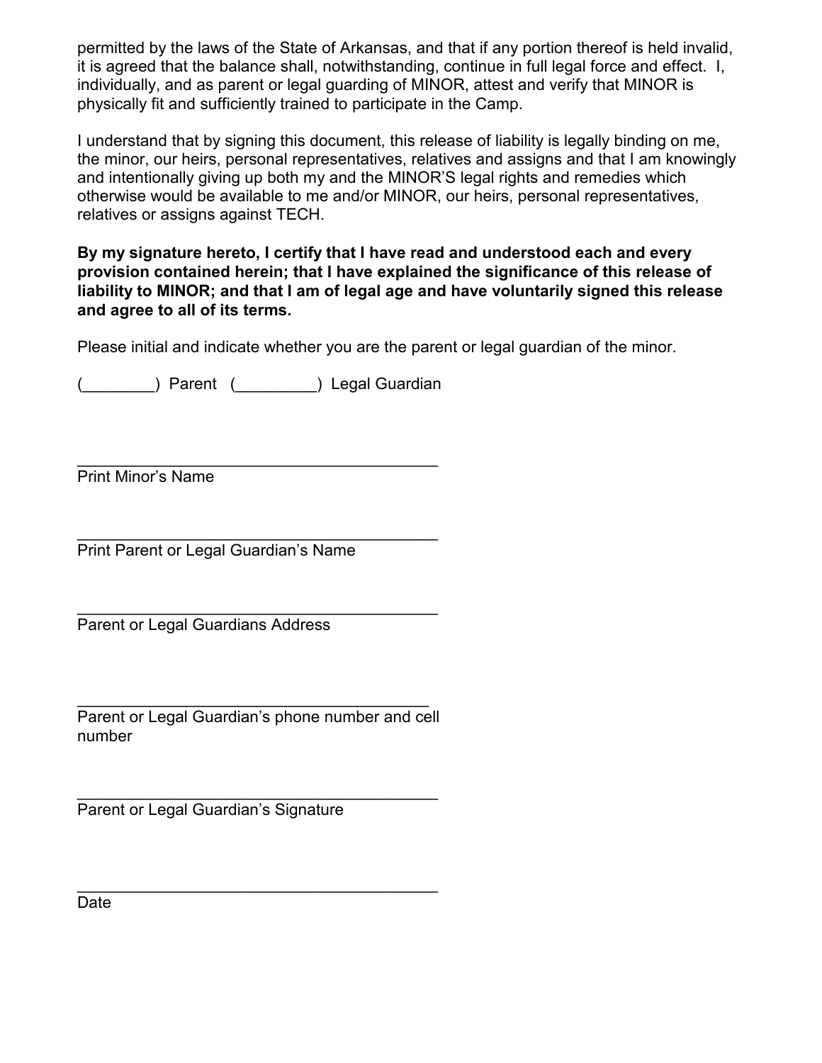permitted by the laws of the State of Arkansas, and that if any portion thereof is held invalid, it is agreed that the balance shall, notwithstanding, continue in full legal force and effect. I, individually, and as parent or legal guarding of MINOR, attest and verify that MINOR is physically fit and sufficiently trained to participate in the Camp.

I understand that by signing this document, this release of liability is legally binding on me, the minor, our heirs, personal representatives, relatives and assigns and that I am knowingly and intentionally giving up both my and the MINOR'S legal rights and remedies which otherwise would be available to me and/or MINOR, our heirs, personal representatives, relatives or assigns against TECH.

**By my signature hereto, I certify that I have read and understood each and every provision contained herein; that I have explained the significance of this release of liability to MINOR; and that I am of legal age and have voluntarily signed this release and agree to all of its terms.**

Please initial and indicate whether you are the parent or legal guardian of the minor.

(________) Parent (_________) Legal Guardian

_________________________________________
Print Minor's Name

_________________________________________
Print Parent or Legal Guardian's Name

_________________________________________
Parent or Legal Guardians Address

_________________________________________
Parent or Legal Guardian's phone number and cell number

_________________________________________
Parent or Legal Guardian's Signature

_________________________________________
Date